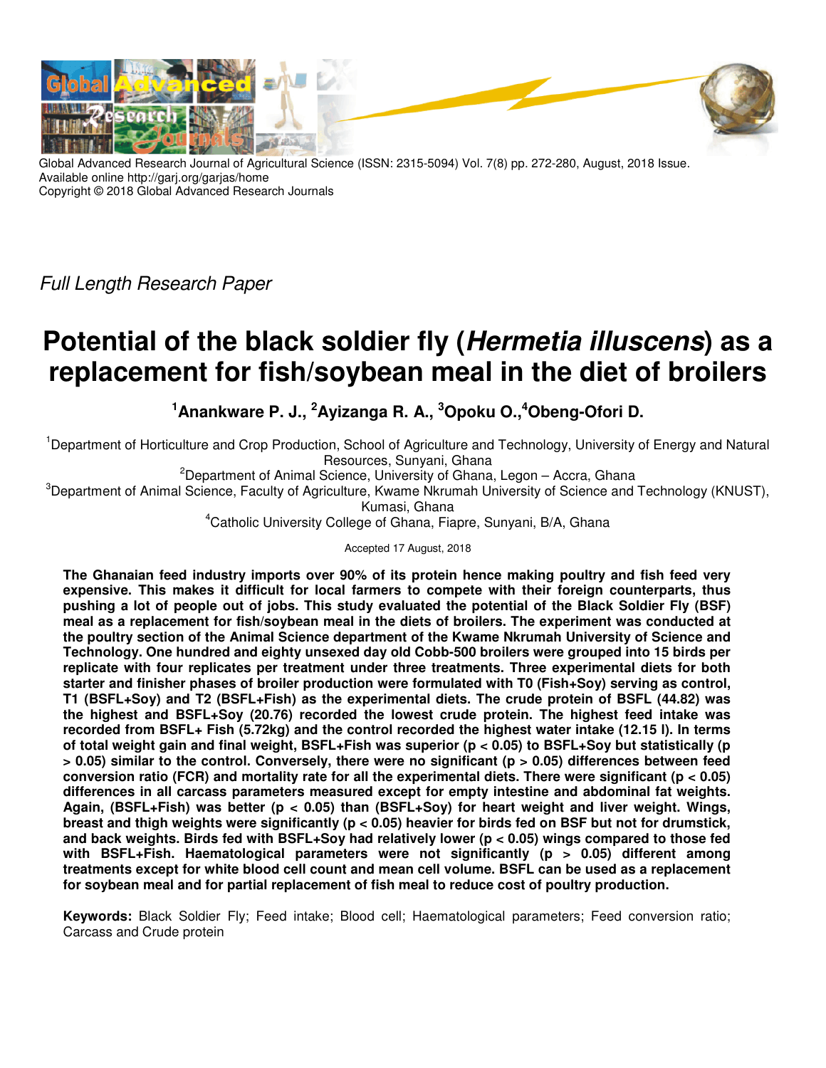Global Advanced Research Journal of Agricultural Science (ISSN: 2315-5094) Vol. 7(8) pp. 272-280, August, 2018 Issue.
Available online http://garj.org/garjas/home
Copyright © 2018 Global Advanced Research Journals

*Full Length Research Paper*

# Potential of the black soldier fly (*Hermetia illuscens*) as a replacement for fish/soybean meal in the diet of broilers

**[1]Anankware P. J., [2]Ayizanga R. A., [3]Opoku O.,[4]Obeng-Ofori D.**

[1]Department of Horticulture and Crop Production, School of Agriculture and Technology, University of Energy and Natural Resources, Sunyani, Ghana

[2]Department of Animal Science, University of Ghana, Legon – Accra, Ghana

[3]Department of Animal Science, Faculty of Agriculture, Kwame Nkrumah University of Science and Technology (KNUST), Kumasi, Ghana

[4]Catholic University College of Ghana, Fiapre, Sunyani, B/A, Ghana

Accepted 17 August, 2018

**The Ghanaian feed industry imports over 90% of its protein hence making poultry and fish feed very expensive. This makes it difficult for local farmers to compete with their foreign counterparts, thus pushing a lot of people out of jobs. This study evaluated the potential of the Black Soldier Fly (BSF) meal as a replacement for fish/soybean meal in the diets of broilers. The experiment was conducted at the poultry section of the Animal Science department of the Kwame Nkrumah University of Science and Technology. One hundred and eighty unsexed day old Cobb-500 broilers were grouped into 15 birds per replicate with four replicates per treatment under three treatments. Three experimental diets for both starter and finisher phases of broiler production were formulated with T0 (Fish+Soy) serving as control, T1 (BSFL+Soy) and T2 (BSFL+Fish) as the experimental diets. The crude protein of BSFL (44.82) was the highest and BSFL+Soy (20.76) recorded the lowest crude protein. The highest feed intake was recorded from BSFL+ Fish (5.72kg) and the control recorded the highest water intake (12.15 l). In terms of total weight gain and final weight, BSFL+Fish was superior ($p < 0.05$) to BSFL+Soy but statistically ($p > 0.05$) similar to the control. Conversely, there were no significant ($p > 0.05$) differences between feed conversion ratio (FCR) and mortality rate for all the experimental diets. There were significant ($p < 0.05$) differences in all carcass parameters measured except for empty intestine and abdominal fat weights. Again, (BSFL+Fish) was better ($p < 0.05$) than (BSFL+Soy) for heart weight and liver weight. Wings, breast and thigh weights were significantly ($p < 0.05$) heavier for birds fed on BSF but not for drumstick, and back weights. Birds fed with BSFL+Soy had relatively lower ($p < 0.05$) wings compared to those fed with BSFL+Fish. Haematological parameters were not significantly ($p > 0.05$) different among treatments except for white blood cell count and mean cell volume. BSFL can be used as a replacement for soybean meal and for partial replacement of fish meal to reduce cost of poultry production.**

**Keywords:** Black Soldier Fly; Feed intake; Blood cell; Haematological parameters; Feed conversion ratio; Carcass and Crude protein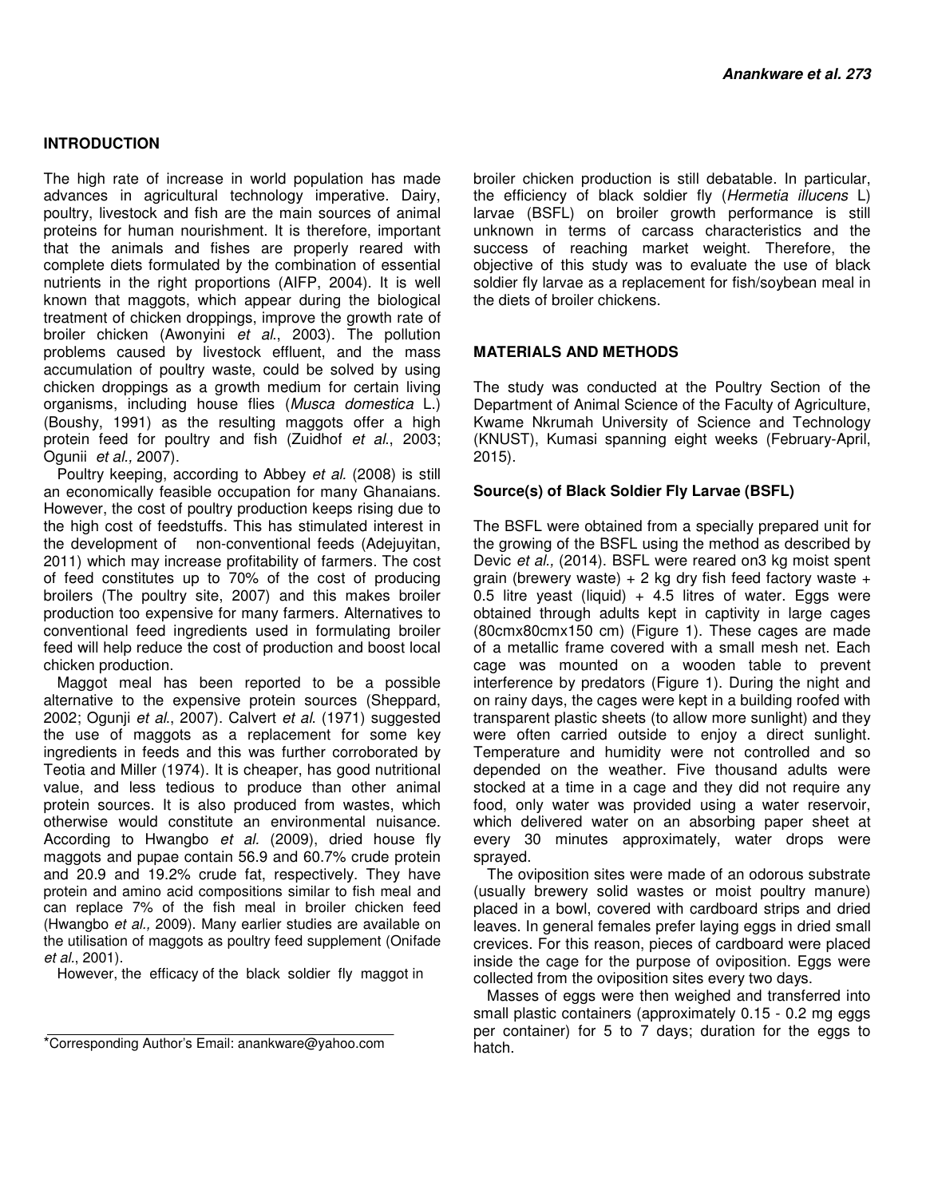## INTRODUCTION

The high rate of increase in world population has made advances in agricultural technology imperative. Dairy, poultry, livestock and fish are the main sources of animal proteins for human nourishment. It is therefore, important that the animals and fishes are properly reared with complete diets formulated by the combination of essential nutrients in the right proportions (AIFP, 2004). It is well known that maggots, which appear during the biological treatment of chicken droppings, improve the growth rate of broiler chicken (Awonyini *et al*., 2003). The pollution problems caused by livestock effluent, and the mass accumulation of poultry waste, could be solved by using chicken droppings as a growth medium for certain living organisms, including house flies (*Musca domestica* L.) (Boushy, 1991) as the resulting maggots offer a high protein feed for poultry and fish (Zuidhof *et al*., 2003; Ogunii *et al.,* 2007).

Poultry keeping, according to Abbey *et al.* (2008) is still an economically feasible occupation for many Ghanaians. However, the cost of poultry production keeps rising due to the high cost of feedstuffs. This has stimulated interest in the development of non-conventional feeds (Adejuyitan, 2011) which may increase profitability of farmers. The cost of feed constitutes up to 70% of the cost of producing broilers (The poultry site, 2007) and this makes broiler production too expensive for many farmers. Alternatives to conventional feed ingredients used in formulating broiler feed will help reduce the cost of production and boost local chicken production.

Maggot meal has been reported to be a possible alternative to the expensive protein sources (Sheppard, 2002; Ogunji *et al*., 2007). Calvert *et al*. (1971) suggested the use of maggots as a replacement for some key ingredients in feeds and this was further corroborated by Teotia and Miller (1974). It is cheaper, has good nutritional value, and less tedious to produce than other animal protein sources. It is also produced from wastes, which otherwise would constitute an environmental nuisance. According to Hwangbo *et al.* (2009), dried house fly maggots and pupae contain 56.9 and 60.7% crude protein and 20.9 and 19.2% crude fat, respectively. They have protein and amino acid compositions similar to fish meal and can replace 7% of the fish meal in broiler chicken feed (Hwangbo *et al.,* 2009). Many earlier studies are available on the utilisation of maggots as poultry feed supplement (Onifade *et al*., 2001).

However, the efficacy of the black soldier fly maggot in broiler chicken production is still debatable. In particular, the efficiency of black soldier fly (*Hermetia illucens* L) larvae (BSFL) on broiler growth performance is still unknown in terms of carcass characteristics and the success of reaching market weight. Therefore, the objective of this study was to evaluate the use of black soldier fly larvae as a replacement for fish/soybean meal in the diets of broiler chickens.

## MATERIALS AND METHODS

The study was conducted at the Poultry Section of the Department of Animal Science of the Faculty of Agriculture, Kwame Nkrumah University of Science and Technology (KNUST), Kumasi spanning eight weeks (February-April, 2015).

### Source(s) of Black Soldier Fly Larvae (BSFL)

The BSFL were obtained from a specially prepared unit for the growing of the BSFL using the method as described by Devic *et al.,* (2014). BSFL were reared on3 kg moist spent grain (brewery waste) + 2 kg dry fish feed factory waste + 0.5 litre yeast (liquid) + 4.5 litres of water. Eggs were obtained through adults kept in captivity in large cages (80cmx80cmx150 cm) (Figure 1). These cages are made of a metallic frame covered with a small mesh net. Each cage was mounted on a wooden table to prevent interference by predators (Figure 1). During the night and on rainy days, the cages were kept in a building roofed with transparent plastic sheets (to allow more sunlight) and they were often carried outside to enjoy a direct sunlight. Temperature and humidity were not controlled and so depended on the weather. Five thousand adults were stocked at a time in a cage and they did not require any food, only water was provided using a water reservoir, which delivered water on an absorbing paper sheet at every 30 minutes approximately, water drops were sprayed.

The oviposition sites were made of an odorous substrate (usually brewery solid wastes or moist poultry manure) placed in a bowl, covered with cardboard strips and dried leaves. In general females prefer laying eggs in dried small crevices. For this reason, pieces of cardboard were placed inside the cage for the purpose of oviposition. Eggs were collected from the oviposition sites every two days.

Masses of eggs were then weighed and transferred into small plastic containers (approximately 0.15 - 0.2 mg eggs per container) for 5 to 7 days; duration for the eggs to hatch.

*Corresponding Author's Email: anankware@yahoo.com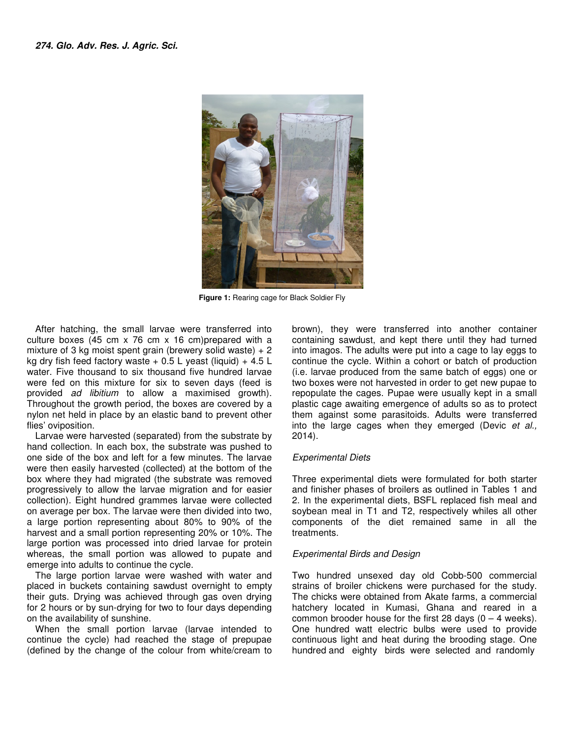Figure 1: Rearing cage for Black Soldier Fly

After hatching, the small larvae were transferred into culture boxes (45 cm x 76 cm x 16 cm)prepared with a mixture of 3 kg moist spent grain (brewery solid waste) + 2 kg dry fish feed factory waste + 0.5 L yeast (liquid) + 4.5 L water. Five thousand to six thousand five hundred larvae were fed on this mixture for six to seven days (feed is provided *ad libitium* to allow a maximised growth). Throughout the growth period, the boxes are covered by a nylon net held in place by an elastic band to prevent other flies' oviposition.

Larvae were harvested (separated) from the substrate by hand collection. In each box, the substrate was pushed to one side of the box and left for a few minutes. The larvae were then easily harvested (collected) at the bottom of the box where they had migrated (the substrate was removed progressively to allow the larvae migration and for easier collection). Eight hundred grammes larvae were collected on average per box. The larvae were then divided into two, a large portion representing about 80% to 90% of the harvest and a small portion representing 20% or 10%. The large portion was processed into dried larvae for protein whereas, the small portion was allowed to pupate and emerge into adults to continue the cycle.

The large portion larvae were washed with water and placed in buckets containing sawdust overnight to empty their guts. Drying was achieved through gas oven drying for 2 hours or by sun-drying for two to four days depending on the availability of sunshine.

When the small portion larvae (larvae intended to continue the cycle) had reached the stage of prepupae (defined by the change of the colour from white/cream to brown), they were transferred into another container containing sawdust, and kept there until they had turned into imagos. The adults were put into a cage to lay eggs to continue the cycle. Within a cohort or batch of production (i.e. larvae produced from the same batch of eggs) one or two boxes were not harvested in order to get new pupae to repopulate the cages. Pupae were usually kept in a small plastic cage awaiting emergence of adults so as to protect them against some parasitoids. Adults were transferred into the large cages when they emerged (Devic *et al.,* 2014).

### *Experimental Diets*

Three experimental diets were formulated for both starter and finisher phases of broilers as outlined in Tables 1 and 2. In the experimental diets, BSFL replaced fish meal and soybean meal in T1 and T2, respectively whiles all other components of the diet remained same in all the treatments.

### *Experimental Birds and Design*

Two hundred unsexed day old Cobb-500 commercial strains of broiler chickens were purchased for the study. The chicks were obtained from Akate farms, a commercial hatchery located in Kumasi, Ghana and reared in a common brooder house for the first 28 days (0 – 4 weeks). One hundred watt electric bulbs were used to provide continuous light and heat during the brooding stage. One hundred and eighty birds were selected and randomly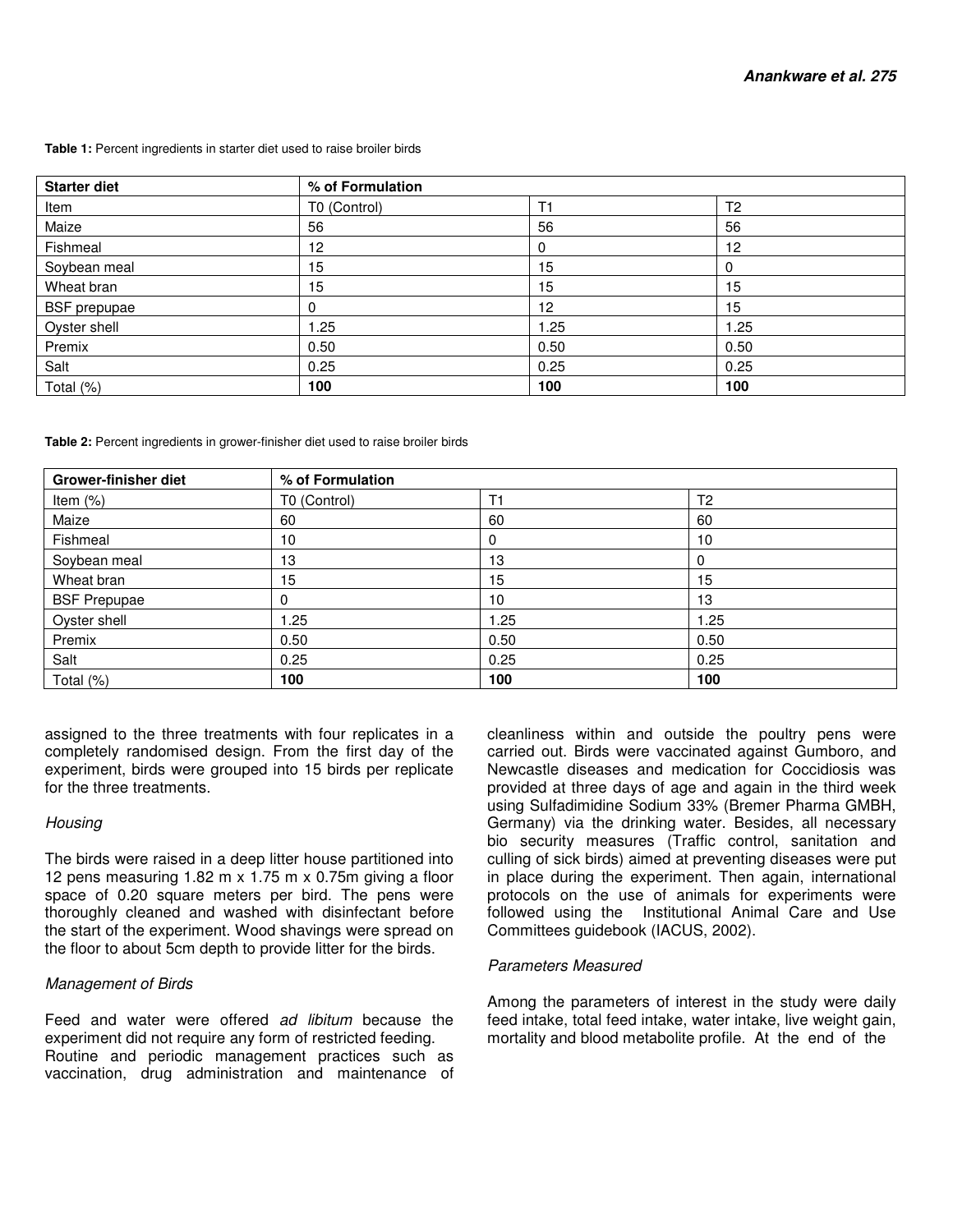**Table 1:** Percent ingredients in starter diet used to raise broiler birds

| Starter diet | % of Formulation | | |
|---|---|---|---|
| Item | T0 (Control) | T1 | T2 |
| Maize | 56 | 56 | 56 |
| Fishmeal | 12 | 0 | 12 |
| Soybean meal | 15 | 15 | 0 |
| Wheat bran | 15 | 15 | 15 |
| BSF prepupae | 0 | 12 | 15 |
| Oyster shell | 1.25 | 1.25 | 1.25 |
| Premix | 0.50 | 0.50 | 0.50 |
| Salt | 0.25 | 0.25 | 0.25 |
| Total (%) | **100** | **100** | **100** |

**Table 2:** Percent ingredients in grower-finisher diet used to raise broiler birds

| Grower-finisher diet | % of Formulation | | |
|---|---|---|---|
| Item (%) | T0 (Control) | T1 | T2 |
| Maize | 60 | 60 | 60 |
| Fishmeal | 10 | 0 | 10 |
| Soybean meal | 13 | 13 | 0 |
| Wheat bran | 15 | 15 | 15 |
| BSF Prepupae | 0 | 10 | 13 |
| Oyster shell | 1.25 | 1.25 | 1.25 |
| Premix | 0.50 | 0.50 | 0.50 |
| Salt | 0.25 | 0.25 | 0.25 |
| Total (%) | **100** | **100** | **100** |

assigned to the three treatments with four replicates in a completely randomised design. From the first day of the experiment, birds were grouped into 15 birds per replicate for the three treatments.

*Housing*

The birds were raised in a deep litter house partitioned into 12 pens measuring 1.82 m x 1.75 m x 0.75m giving a floor space of 0.20 square meters per bird. The pens were thoroughly cleaned and washed with disinfectant before the start of the experiment. Wood shavings were spread on the floor to about 5cm depth to provide litter for the birds.

*Management of Birds*

Feed and water were offered *ad libitum* because the experiment did not require any form of restricted feeding. Routine and periodic management practices such as vaccination, drug administration and maintenance of cleanliness within and outside the poultry pens were carried out. Birds were vaccinated against Gumboro, and Newcastle diseases and medication for Coccidiosis was provided at three days of age and again in the third week using Sulfadimidine Sodium 33% (Bremer Pharma GMBH, Germany) via the drinking water. Besides, all necessary bio security measures (Traffic control, sanitation and culling of sick birds) aimed at preventing diseases were put in place during the experiment. Then again, international protocols on the use of animals for experiments were followed using the Institutional Animal Care and Use Committees guidebook (IACUS, 2002).

*Parameters Measured*

Among the parameters of interest in the study were daily feed intake, total feed intake, water intake, live weight gain, mortality and blood metabolite profile. At the end of the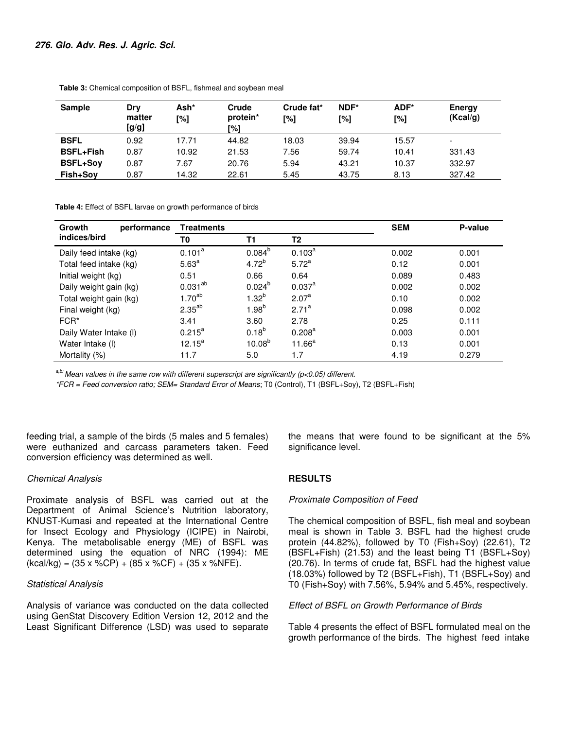**Table 3:** Chemical composition of BSFL, fishmeal and soybean meal

| Sample | Dry matter [g/g] | Ash* [%] | Crude protein* [%] | Crude fat* [%] | NDF* [%] | ADF* [%] | Energy (Kcal/g) |
|---|---|---|---|---|---|---|---|
| **BSFL** | 0.92 | 17.71 | 44.82 | 18.03 | 39.94 | 15.57 | - |
| **BSFL+Fish** | 0.87 | 10.92 | 21.53 | 7.56 | 59.74 | 10.41 | 331.43 |
| **BSFL+Soy** | 0.87 | 7.67 | 20.76 | 5.94 | 43.21 | 10.37 | 332.97 |
| **Fish+Soy** | 0.87 | 14.32 | 22.61 | 5.45 | 43.75 | 8.13 | 327.42 |

**Table 4:** Effect of BSFL larvae on growth performance of birds

| Growth performance indices/bird | Treatments | | | SEM | P-value |
|---|---|---|---|---|---|
| | T0 | T1 | T2 | | |
| Daily feed intake (kg) | $0.101^{a}$ | $0.084^{b}$ | $0.103^{a}$ | 0.002 | 0.001 |
| Total feed intake (kg) | $5.63^{a}$ | $4.72^{b}$ | $5.72^{a}$ | 0.12 | 0.001 |
| Initial weight (kg) | 0.51 | 0.66 | 0.64 | 0.089 | 0.483 |
| Daily weight gain (kg) | $0.031^{ab}$ | $0.024^{b}$ | $0.037^{a}$ | 0.002 | 0.002 |
| Total weight gain (kg) | $1.70^{ab}$ | $1.32^{b}$ | $2.07^{a}$ | 0.10 | 0.002 |
| Final weight (kg) | $2.35^{ab}$ | $1.98^{b}$ | $2.71^{a}$ | 0.098 | 0.002 |
| FCR* | 3.41 | 3.60 | 2.78 | 0.25 | 0.111 |
| Daily Water Intake (l) | $0.215^{a}$ | $0.18^{b}$ | $0.208^{a}$ | 0.003 | 0.001 |
| Water Intake (l) | $12.15^{a}$ | $10.08^{b}$ | $11.66^{a}$ | 0.13 | 0.001 |
| Mortality (%) | 11.7 | 5.0 | 1.7 | 4.19 | 0.279 |

*a,b: Mean values in the same row with different superscript are significantly (p<0.05) different.*

*\*FCR = Feed conversion ratio; SEM= Standard Error of Means*; T0 (Control), T1 (BSFL+Soy), T2 (BSFL+Fish)

feeding trial, a sample of the birds (5 males and 5 females) were euthanized and carcass parameters taken. Feed conversion efficiency was determined as well.

### *Chemical Analysis*

Proximate analysis of BSFL was carried out at the Department of Animal Science's Nutrition laboratory, KNUST-Kumasi and repeated at the International Centre for Insect Ecology and Physiology (ICIPE) in Nairobi, Kenya. The metabolisable energy (ME) of BSFL was determined using the equation of NRC (1994): ME (kcal/kg) = (35 x %CP) + (85 x %CF) + (35 x %NFE).

### *Statistical Analysis*

Analysis of variance was conducted on the data collected using GenStat Discovery Edition Version 12, 2012 and the Least Significant Difference (LSD) was used to separate the means that were found to be significant at the 5% significance level.

## **RESULTS**

### *Proximate Composition of Feed*

The chemical composition of BSFL, fish meal and soybean meal is shown in Table 3. BSFL had the highest crude protein (44.82%), followed by T0 (Fish+Soy) (22.61), T2 (BSFL+Fish) (21.53) and the least being T1 (BSFL+Soy) (20.76). In terms of crude fat, BSFL had the highest value (18.03%) followed by T2 (BSFL+Fish), T1 (BSFL+Soy) and T0 (Fish+Soy) with 7.56%, 5.94% and 5.45%, respectively.

### *Effect of BSFL on Growth Performance of Birds*

Table 4 presents the effect of BSFL formulated meal on the growth performance of the birds. The highest feed intake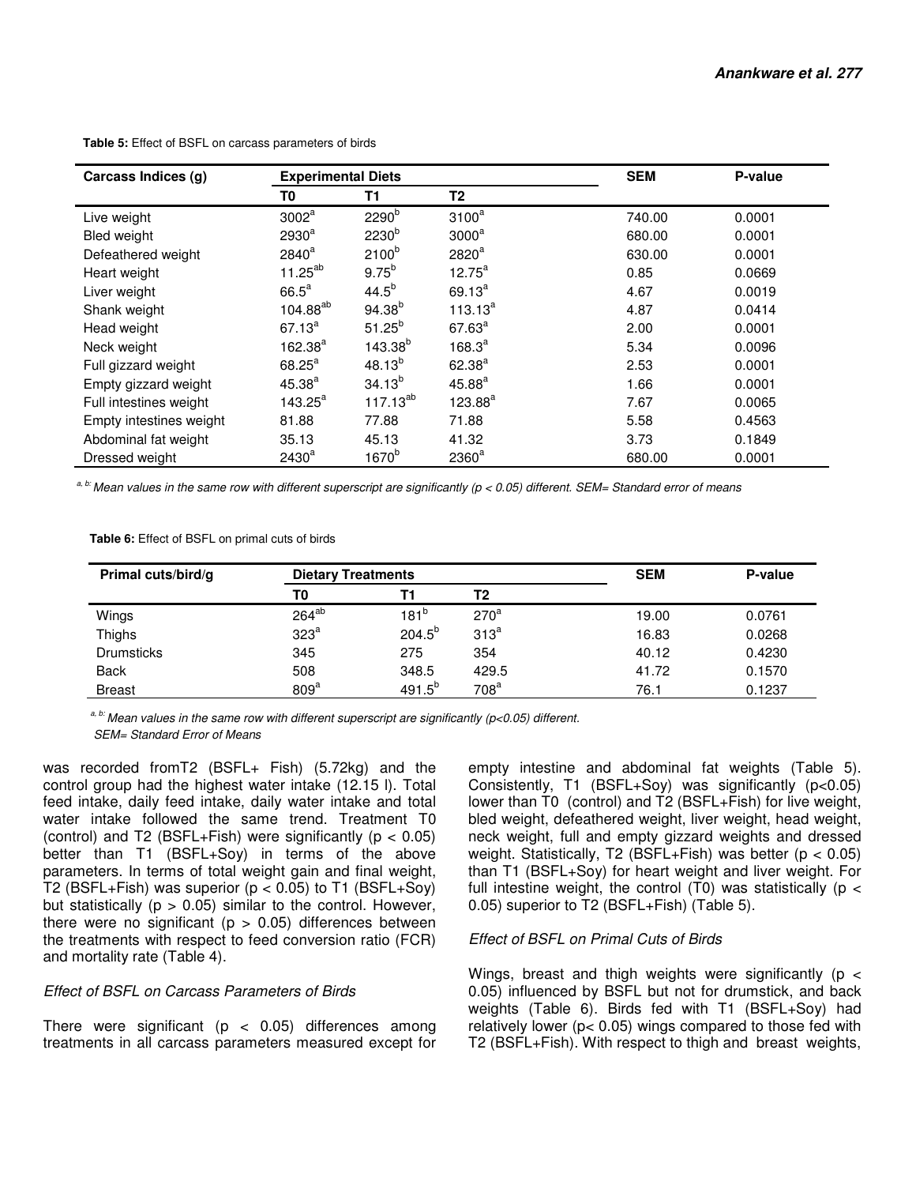**Table 5:** Effect of BSFL on carcass parameters of birds

| Carcass Indices (g) | Experimental Diets | | | SEM | P-value |
|---|---|---|---|---|---|
| | T0 | T1 | T2 | | |
| Live weight | $3002^{a}$ | $2290^{b}$ | $3100^{a}$ | 740.00 | 0.0001 |
| Bled weight | $2930^{a}$ | $2230^{b}$ | $3000^{a}$ | 680.00 | 0.0001 |
| Defeathered weight | $2840^{a}$ | $2100^{b}$ | $2820^{a}$ | 630.00 | 0.0001 |
| Heart weight | $11.25^{ab}$ | $9.75^{b}$ | $12.75^{a}$ | 0.85 | 0.0669 |
| Liver weight | $66.5^{a}$ | $44.5^{b}$ | $69.13^{a}$ | 4.67 | 0.0019 |
| Shank weight | $104.88^{ab}$ | $94.38^{b}$ | $113.13^{a}$ | 4.87 | 0.0414 |
| Head weight | $67.13^{a}$ | $51.25^{b}$ | $67.63^{a}$ | 2.00 | 0.0001 |
| Neck weight | $162.38^{a}$ | $143.38^{b}$ | $168.3^{a}$ | 5.34 | 0.0096 |
| Full gizzard weight | $68.25^{a}$ | $48.13^{b}$ | $62.38^{a}$ | 2.53 | 0.0001 |
| Empty gizzard weight | $45.38^{a}$ | $34.13^{b}$ | $45.88^{a}$ | 1.66 | 0.0001 |
| Full intestines weight | $143.25^{a}$ | $117.13^{ab}$ | $123.88^{a}$ | 7.67 | 0.0065 |
| Empty intestines weight | 81.88 | 77.88 | 71.88 | 5.58 | 0.4563 |
| Abdominal fat weight | 35.13 | 45.13 | 41.32 | 3.73 | 0.1849 |
| Dressed weight | $2430^{a}$ | $1670^{b}$ | $2360^{a}$ | 680.00 | 0.0001 |

*a, b: Mean values in the same row with different superscript are significantly ($p < 0.05$) different. SEM= Standard error of means*

**Table 6:** Effect of BSFL on primal cuts of birds

| Primal cuts/bird/g | Dietary Treatments | | | SEM | P-value |
|---|---|---|---|---|---|
| | T0 | T1 | T2 | | |
| Wings | $264^{ab}$ | $181^{b}$ | $270^{a}$ | 19.00 | 0.0761 |
| Thighs | $323^{a}$ | $204.5^{b}$ | $313^{a}$ | 16.83 | 0.0268 |
| Drumsticks | 345 | 275 | 354 | 40.12 | 0.4230 |
| Back | 508 | 348.5 | 429.5 | 41.72 | 0.1570 |
| Breast | $809^{a}$ | $491.5^{b}$ | $708^{a}$ | 76.1 | 0.1237 |

*a, b: Mean values in the same row with different superscript are significantly ($p<0.05$) different.*
*SEM= Standard Error of Means*

was recorded fromT2 (BSFL+ Fish) (5.72kg) and the control group had the highest water intake (12.15 l). Total feed intake, daily feed intake, daily water intake and total water intake followed the same trend. Treatment T0 (control) and T2 (BSFL+Fish) were significantly ($p < 0.05$) better than T1 (BSFL+Soy) in terms of the above parameters. In terms of total weight gain and final weight, T2 (BSFL+Fish) was superior ($p < 0.05$) to T1 (BSFL+Soy) but statistically ($p > 0.05$) similar to the control. However, there were no significant ($p > 0.05$) differences between the treatments with respect to feed conversion ratio (FCR) and mortality rate (Table 4).

### *Effect of BSFL on Carcass Parameters of Birds*

There were significant ($p < 0.05$) differences among treatments in all carcass parameters measured except for empty intestine and abdominal fat weights (Table 5). Consistently, T1 (BSFL+Soy) was significantly ($p<0.05$) lower than T0 (control) and T2 (BSFL+Fish) for live weight, bled weight, defeathered weight, liver weight, head weight, neck weight, full and empty gizzard weights and dressed weight. Statistically, T2 (BSFL+Fish) was better ($p < 0.05$) than T1 (BSFL+Soy) for heart weight and liver weight. For full intestine weight, the control (T0) was statistically ($p < 0.05$) superior to T2 (BSFL+Fish) (Table 5).

### *Effect of BSFL on Primal Cuts of Birds*

Wings, breast and thigh weights were significantly ($p < 0.05$) influenced by BSFL but not for drumstick, and back weights (Table 6). Birds fed with T1 (BSFL+Soy) had relatively lower ($p< 0.05$) wings compared to those fed with T2 (BSFL+Fish). With respect to thigh and breast weights,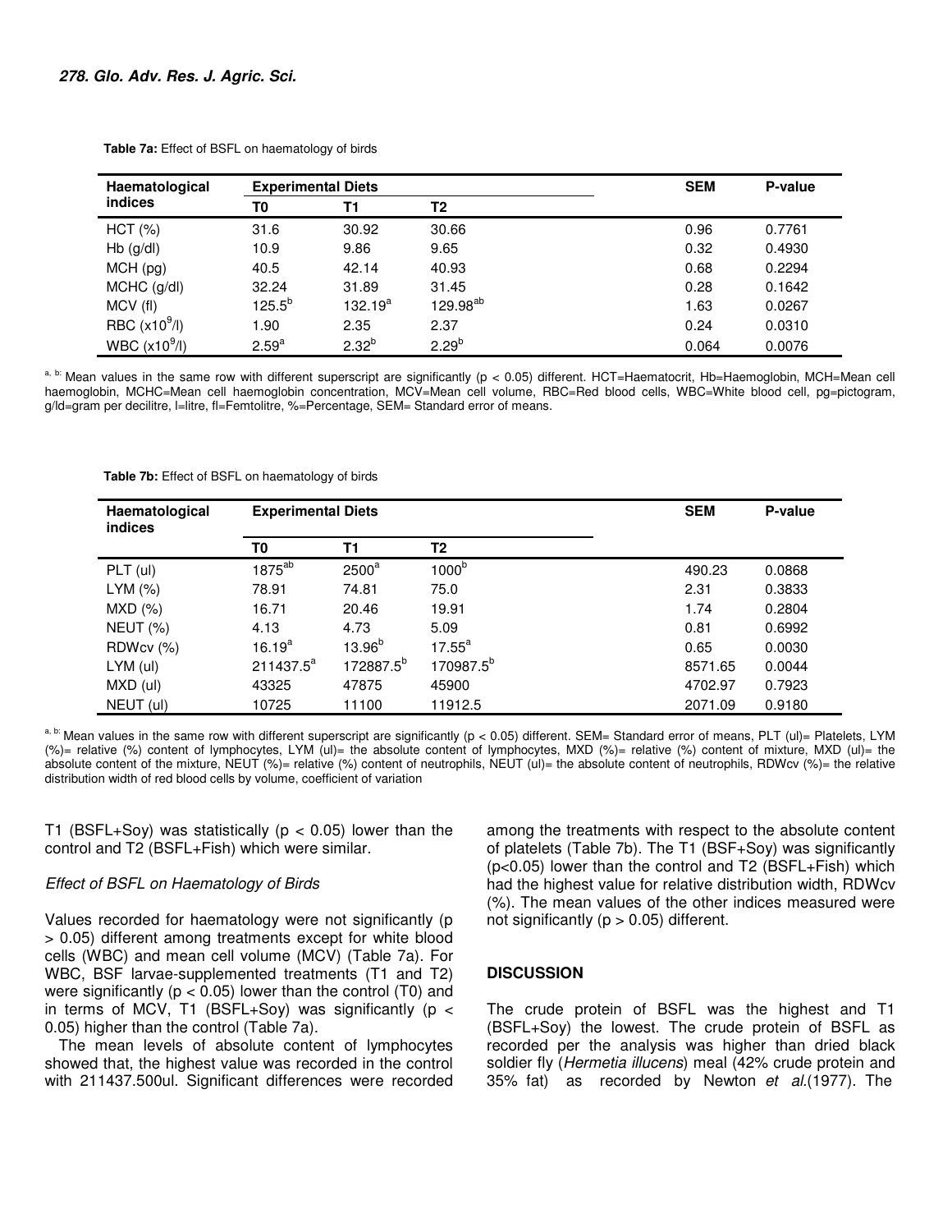**Table 7a:** Effect of BSFL on haematology of birds

| Haematological indices | Experimental Diets | | | SEM | P-value |
|---|---|---|---|---|---|
| | T0 | T1 | T2 | | |
| HCT (%) | 31.6 | 30.92 | 30.66 | 0.96 | 0.7761 |
| Hb (g/dl) | 10.9 | 9.86 | 9.65 | 0.32 | 0.4930 |
| MCH (pg) | 40.5 | 42.14 | 40.93 | 0.68 | 0.2294 |
| MCHC (g/dl) | 32.24 | 31.89 | 31.45 | 0.28 | 0.1642 |
| MCV (fl) | $125.5^{b}$ | $132.19^{a}$ | $129.98^{ab}$ | 1.63 | 0.0267 |
| RBC ($x10^{9}$/l) | 1.90 | 2.35 | 2.37 | 0.24 | 0.0310 |
| WBC ($x10^{9}$/l) | $2.59^{a}$ | $2.32^{b}$ | $2.29^{b}$ | 0.064 | 0.0076 |

$^{a, b:}$ Mean values in the same row with different superscript are significantly ($p < 0.05$) different. HCT=Haematocrit, Hb=Haemoglobin, MCH=Mean cell haemoglobin, MCHC=Mean cell haemoglobin concentration, MCV=Mean cell volume, RBC=Red blood cells, WBC=White blood cell, pg=pictogram, g/ld=gram per decilitre, l=litre, fl=Femtolitre, %=Percentage, SEM= Standard error of means.

**Table 7b:** Effect of BSFL on haematology of birds

| Haematological indices | Experimental Diets | | | SEM | P-value |
|---|---|---|---|---|---|
| | T0 | T1 | T2 | | |
| PLT (ul) | $1875^{ab}$ | $2500^{a}$ | $1000^{b}$ | 490.23 | 0.0868 |
| LYM (%) | 78.91 | 74.81 | 75.0 | 2.31 | 0.3833 |
| MXD (%) | 16.71 | 20.46 | 19.91 | 1.74 | 0.2804 |
| NEUT (%) | 4.13 | 4.73 | 5.09 | 0.81 | 0.6992 |
| RDWcv (%) | $16.19^{a}$ | $13.96^{b}$ | $17.55^{a}$ | 0.65 | 0.0030 |
| LYM (ul) | $211437.5^{a}$ | $172887.5^{b}$ | $170987.5^{b}$ | 8571.65 | 0.0044 |
| MXD (ul) | 43325 | 47875 | 45900 | 4702.97 | 0.7923 |
| NEUT (ul) | 10725 | 11100 | 11912.5 | 2071.09 | 0.9180 |

$^{a, b:}$ Mean values in the same row with different superscript are significantly ($p < 0.05$) different. SEM= Standard error of means, PLT (ul)= Platelets, LYM (%)= relative (%) content of lymphocytes, LYM (ul)= the absolute content of lymphocytes, MXD (%)= relative (%) content of mixture, MXD (ul)= the absolute content of the mixture, NEUT (%)= relative (%) content of neutrophils, NEUT (ul)= the absolute content of neutrophils, RDWcv (%)= the relative distribution width of red blood cells by volume, coefficient of variation

T1 (BSFL+Soy) was statistically ($p < 0.05$) lower than the control and T2 (BSFL+Fish) which were similar.

*Effect of BSFL on Haematology of Birds*

Values recorded for haematology were not significantly ($p > 0.05$) different among treatments except for white blood cells (WBC) and mean cell volume (MCV) (Table 7a). For WBC, BSF larvae-supplemented treatments (T1 and T2) were significantly ($p < 0.05$) lower than the control (T0) and in terms of MCV, T1 (BSFL+Soy) was significantly ($p < 0.05$) higher than the control (Table 7a).

The mean levels of absolute content of lymphocytes showed that, the highest value was recorded in the control with 211437.500ul. Significant differences were recorded among the treatments with respect to the absolute content of platelets (Table 7b). The T1 (BSF+Soy) was significantly ($p<0.05$) lower than the control and T2 (BSFL+Fish) which had the highest value for relative distribution width, RDWcv (%). The mean values of the other indices measured were not significantly ($p > 0.05$) different.

## DISCUSSION

The crude protein of BSFL was the highest and T1 (BSFL+Soy) the lowest. The crude protein of BSFL as recorded per the analysis was higher than dried black soldier fly (*Hermetia illucens*) meal (42% crude protein and 35% fat) as recorded by Newton *et al.*(1977). The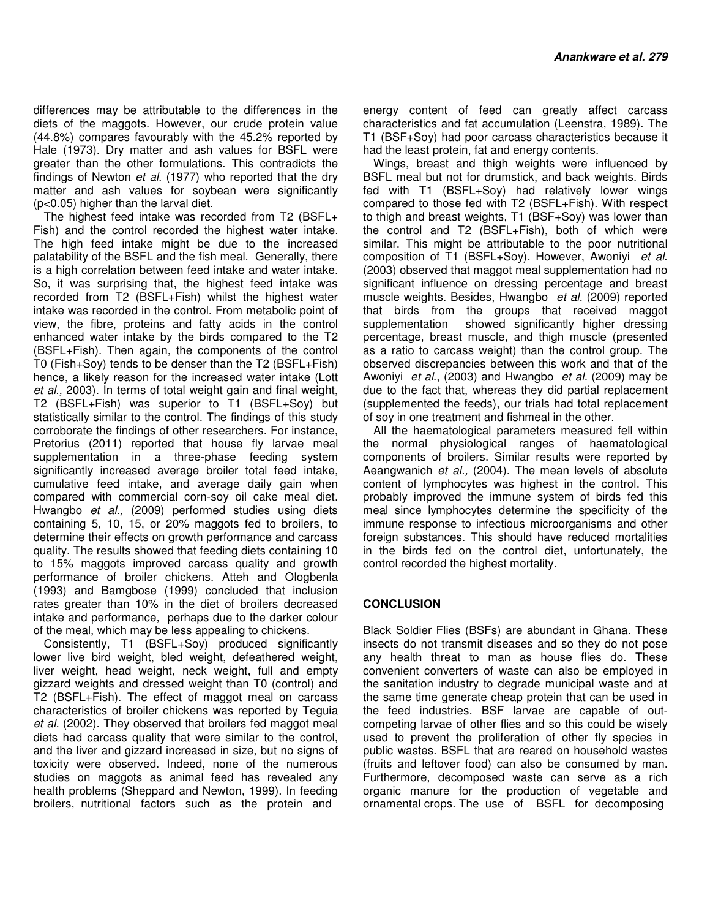differences may be attributable to the differences in the diets of the maggots. However, our crude protein value (44.8%) compares favourably with the 45.2% reported by Hale (1973). Dry matter and ash values for BSFL were greater than the other formulations. This contradicts the findings of Newton *et al.* (1977) who reported that the dry matter and ash values for soybean were significantly ($p<0.05$) higher than the larval diet.

The highest feed intake was recorded from T2 (BSFL+ Fish) and the control recorded the highest water intake. The high feed intake might be due to the increased palatability of the BSFL and the fish meal. Generally, there is a high correlation between feed intake and water intake. So, it was surprising that, the highest feed intake was recorded from T2 (BSFL+Fish) whilst the highest water intake was recorded in the control. From metabolic point of view, the fibre, proteins and fatty acids in the control enhanced water intake by the birds compared to the T2 (BSFL+Fish). Then again, the components of the control T0 (Fish+Soy) tends to be denser than the T2 (BSFL+Fish) hence, a likely reason for the increased water intake (Lott *et al.,* 2003). In terms of total weight gain and final weight, T2 (BSFL+Fish) was superior to T1 (BSFL+Soy) but statistically similar to the control. The findings of this study corroborate the findings of other researchers. For instance, Pretorius (2011) reported that house fly larvae meal supplementation in a three-phase feeding system significantly increased average broiler total feed intake, cumulative feed intake, and average daily gain when compared with commercial corn-soy oil cake meal diet. Hwangbo *et al.,* (2009) performed studies using diets containing 5, 10, 15, or 20% maggots fed to broilers, to determine their effects on growth performance and carcass quality. The results showed that feeding diets containing 10 to 15% maggots improved carcass quality and growth performance of broiler chickens. Atteh and Ologbenla (1993) and Bamgbose (1999) concluded that inclusion rates greater than 10% in the diet of broilers decreased intake and performance, perhaps due to the darker colour of the meal, which may be less appealing to chickens.

Consistently, T1 (BSFL+Soy) produced significantly lower live bird weight, bled weight, defeathered weight, liver weight, head weight, neck weight, full and empty gizzard weights and dressed weight than T0 (control) and T2 (BSFL+Fish). The effect of maggot meal on carcass characteristics of broiler chickens was reported by Teguia *et al.* (2002). They observed that broilers fed maggot meal diets had carcass quality that were similar to the control, and the liver and gizzard increased in size, but no signs of toxicity were observed. Indeed, none of the numerous studies on maggots as animal feed has revealed any health problems (Sheppard and Newton, 1999). In feeding broilers, nutritional factors such as the protein and energy content of feed can greatly affect carcass characteristics and fat accumulation (Leenstra, 1989). The T1 (BSF+Soy) had poor carcass characteristics because it had the least protein, fat and energy contents.

Wings, breast and thigh weights were influenced by BSFL meal but not for drumstick, and back weights. Birds fed with T1 (BSFL+Soy) had relatively lower wings compared to those fed with T2 (BSFL+Fish). With respect to thigh and breast weights, T1 (BSF+Soy) was lower than the control and T2 (BSFL+Fish), both of which were similar. This might be attributable to the poor nutritional composition of T1 (BSFL+Soy). However, Awoniyi *et al.* (2003) observed that maggot meal supplementation had no significant influence on dressing percentage and breast muscle weights. Besides, Hwangbo *et al.* (2009) reported that birds from the groups that received maggot supplementation showed significantly higher dressing percentage, breast muscle, and thigh muscle (presented as a ratio to carcass weight) than the control group. The observed discrepancies between this work and that of the Awoniyi *et al*., (2003) and Hwangbo *et al.* (2009) may be due to the fact that, whereas they did partial replacement (supplemented the feeds), our trials had total replacement of soy in one treatment and fishmeal in the other.

All the haematological parameters measured fell within the normal physiological ranges of haematological components of broilers. Similar results were reported by Aeangwanich *et al.,* (2004). The mean levels of absolute content of lymphocytes was highest in the control. This probably improved the immune system of birds fed this meal since lymphocytes determine the specificity of the immune response to infectious microorganisms and other foreign substances. This should have reduced mortalities in the birds fed on the control diet, unfortunately, the control recorded the highest mortality.

## CONCLUSION

Black Soldier Flies (BSFs) are abundant in Ghana. These insects do not transmit diseases and so they do not pose any health threat to man as house flies do. These convenient converters of waste can also be employed in the sanitation industry to degrade municipal waste and at the same time generate cheap protein that can be used in the feed industries. BSF larvae are capable of out-competing larvae of other flies and so this could be wisely used to prevent the proliferation of other fly species in public wastes. BSFL that are reared on household wastes (fruits and leftover food) can also be consumed by man. Furthermore, decomposed waste can serve as a rich organic manure for the production of vegetable and ornamental crops. The use of BSFL for decomposing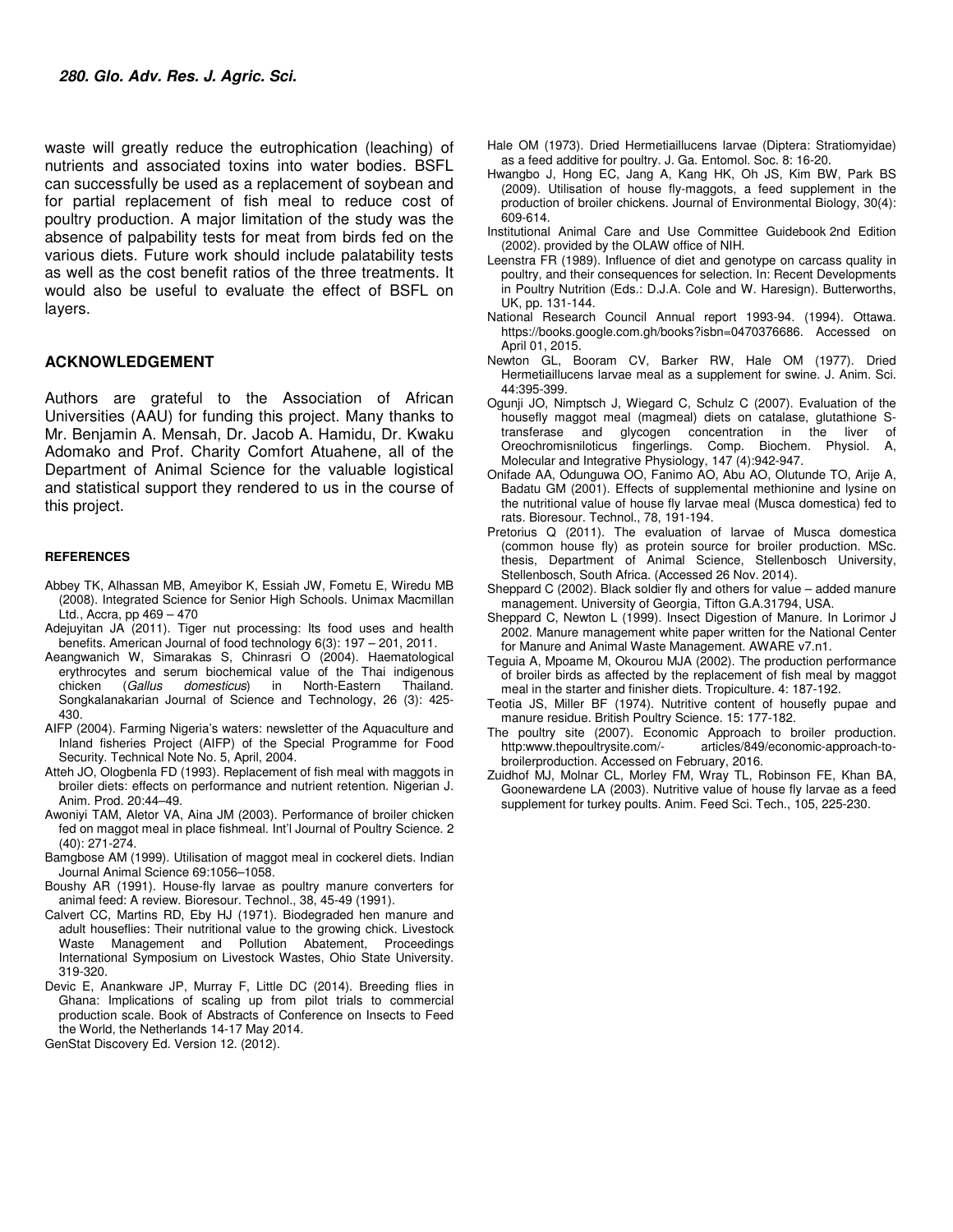waste will greatly reduce the eutrophication (leaching) of nutrients and associated toxins into water bodies. BSFL can successfully be used as a replacement of soybean and for partial replacement of fish meal to reduce cost of poultry production. A major limitation of the study was the absence of palpability tests for meat from birds fed on the various diets. Future work should include palatability tests as well as the cost benefit ratios of the three treatments. It would also be useful to evaluate the effect of BSFL on layers.

## ACKNOWLEDGEMENT

Authors are grateful to the Association of African Universities (AAU) for funding this project. Many thanks to Mr. Benjamin A. Mensah, Dr. Jacob A. Hamidu, Dr. Kwaku Adomako and Prof. Charity Comfort Atuahene, all of the Department of Animal Science for the valuable logistical and statistical support they rendered to us in the course of this project.

### REFERENCES

Abbey TK, Alhassan MB, Ameyibor K, Essiah JW, Fometu E, Wiredu MB (2008). Integrated Science for Senior High Schools. Unimax Macmillan Ltd., Accra, pp 469 – 470

Adejuyitan JA (2011). Tiger nut processing: Its food uses and health benefits. American Journal of food technology 6(3): 197 – 201, 2011.

Aeangwanich W, Simarakas S, Chinrasri O (2004). Haematological erythrocytes and serum biochemical value of the Thai indigenous chicken (*Gallus domesticus*) in North-Eastern Thailand. Songkalanakarian Journal of Science and Technology, 26 (3): 425-430.

AIFP (2004). Farming Nigeria's waters: newsletter of the Aquaculture and Inland fisheries Project (AIFP) of the Special Programme for Food Security. Technical Note No. 5, April, 2004.

Atteh JO, Ologbenla FD (1993). Replacement of fish meal with maggots in broiler diets: effects on performance and nutrient retention. Nigerian J. Anim. Prod. 20:44–49.

Awoniyi TAM, Aletor VA, Aina JM (2003). Performance of broiler chicken fed on maggot meal in place fishmeal. Int'l Journal of Poultry Science. 2 (40): 271-274.

Bamgbose AM (1999). Utilisation of maggot meal in cockerel diets. Indian Journal Animal Science 69:1056–1058.

Boushy AR (1991). House-fly larvae as poultry manure converters for animal feed: A review. Bioresour. Technol., 38, 45-49 (1991).

Calvert CC, Martins RD, Eby HJ (1971). Biodegraded hen manure and adult houseflies: Their nutritional value to the growing chick. Livestock Waste Management and Pollution Abatement, Proceedings International Symposium on Livestock Wastes, Ohio State University. 319-320.

Devic E, Anankware JP, Murray F, Little DC (2014). Breeding flies in Ghana: Implications of scaling up from pilot trials to commercial production scale. Book of Abstracts of Conference on Insects to Feed the World, the Netherlands 14-17 May 2014.

GenStat Discovery Ed. Version 12. (2012).

Hale OM (1973). Dried Hermetiaillucens larvae (Diptera: Stratiomyidae) as a feed additive for poultry. J. Ga. Entomol. Soc. 8: 16-20.

Hwangbo J, Hong EC, Jang A, Kang HK, Oh JS, Kim BW, Park BS (2009). Utilisation of house fly-maggots, a feed supplement in the production of broiler chickens. Journal of Environmental Biology, 30(4): 609-614.

Institutional Animal Care and Use Committee Guidebook 2nd Edition (2002). provided by the OLAW office of NIH.

Leenstra FR (1989). Influence of diet and genotype on carcass quality in poultry, and their consequences for selection. In: Recent Developments in Poultry Nutrition (Eds.: D.J.A. Cole and W. Haresign). Butterworths, UK, pp. 131-144.

National Research Council Annual report 1993-94. (1994). Ottawa. https://books.google.com.gh/books?isbn=0470376686. Accessed on April 01, 2015.

Newton GL, Booram CV, Barker RW, Hale OM (1977). Dried Hermetiaillucens larvae meal as a supplement for swine. J. Anim. Sci. 44:395-399.

Ogunji JO, Nimptsch J, Wiegard C, Schulz C (2007). Evaluation of the housefly maggot meal (magmeal) diets on catalase, glutathione S-transferase and glycogen concentration in the liver of Oreochromisniloticus fingerlings. Comp. Biochem. Physiol. A, Molecular and Integrative Physiology, 147 (4):942-947.

Onifade AA, Odunguwa OO, Fanimo AO, Abu AO, Olutunde TO, Arije A, Badatu GM (2001). Effects of supplemental methionine and lysine on the nutritional value of house fly larvae meal (Musca domestica) fed to rats. Bioresour. Technol., 78, 191-194.

Pretorius Q (2011). The evaluation of larvae of Musca domestica (common house fly) as protein source for broiler production. MSc. thesis, Department of Animal Science, Stellenbosch University, Stellenbosch, South Africa. (Accessed 26 Nov. 2014).

Sheppard C (2002). Black soldier fly and others for value – added manure management. University of Georgia, Tifton G.A.31794, USA.

Sheppard C, Newton L (1999). Insect Digestion of Manure. In Lorimor J 2002. Manure management white paper written for the National Center for Manure and Animal Waste Management. AWARE v7.n1.

Teguia A, Mpoame M, Okourou MJA (2002). The production performance of broiler birds as affected by the replacement of fish meal by maggot meal in the starter and finisher diets. Tropiculture. 4: 187-192.

Teotia JS, Miller BF (1974). Nutritive content of housefly pupae and manure residue. British Poultry Science. 15: 177-182.

The poultry site (2007). Economic Approach to broiler production. http:www.thepoultrysite.com/- articles/849/economic-approach-to-broilerproduction. Accessed on February, 2016.

Zuidhof MJ, Molnar CL, Morley FM, Wray TL, Robinson FE, Khan BA, Goonewardene LA (2003). Nutritive value of house fly larvae as a feed supplement for turkey poults. Anim. Feed Sci. Tech., 105, 225-230.